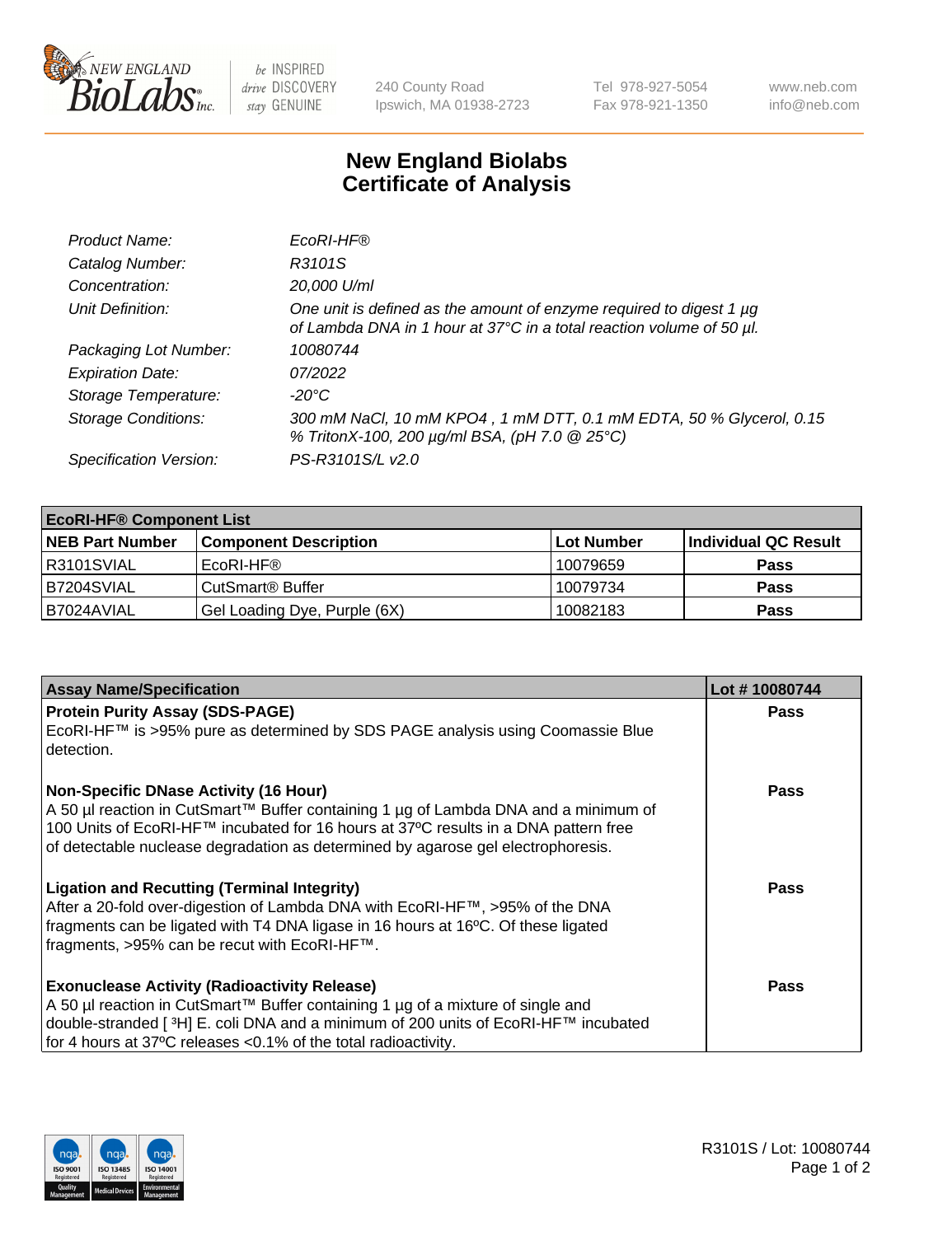# New England Biolabs
# Certificate of Analysis

| | |
|---|---|
| *Product Name:* | *EcoRI-HF®* |
| *Catalog Number:* | *R3101S* |
| *Concentration:* | *20,000 U/ml* |
| *Unit Definition:* | *One unit is defined as the amount of enzyme required to digest 1 µg of Lambda DNA in 1 hour at 37°C in a total reaction volume of 50 µl.* |
| *Packaging Lot Number:* | *10080744* |
| *Expiration Date:* | *07/2022* |
| *Storage Temperature:* | *-20°C* |
| *Storage Conditions:* | *300 mM NaCl, 10 mM KPO4 , 1 mM DTT, 0.1 mM EDTA, 50 % Glycerol, 0.15 % TritonX-100, 200 µg/ml BSA, (pH 7.0 @ 25°C)* |
| *Specification Version:* | *PS-R3101S/L v2.0* |

| **EcoRI-HF® Component List** | | | |
|---|---|---|---|
| **NEB Part Number** | **Component Description** | **Lot Number** | **Individual QC Result** |
| R3101SVIAL | EcoRI-HF® | 10079659 | **Pass** |
| B7204SVIAL | CutSmart® Buffer | 10079734 | **Pass** |
| B7024AVIAL | Gel Loading Dye, Purple (6X) | 10082183 | **Pass** |

| **Assay Name/Specification** | **Lot # 10080744** |
|---|---|
| **Protein Purity Assay (SDS-PAGE)**<br>EcoRI-HF™ is >95% pure as determined by SDS PAGE analysis using Coomassie Blue detection. | **Pass** |
| **Non-Specific DNase Activity (16 Hour)**<br>A 50 µl reaction in CutSmart™ Buffer containing 1 µg of Lambda DNA and a minimum of 100 Units of EcoRI-HF™ incubated for 16 hours at 37ºC results in a DNA pattern free of detectable nuclease degradation as determined by agarose gel electrophoresis. | **Pass** |
| **Ligation and Recutting (Terminal Integrity)**<br>After a 20-fold over-digestion of Lambda DNA with EcoRI-HF™, >95% of the DNA fragments can be ligated with T4 DNA ligase in 16 hours at 16ºC. Of these ligated fragments, >95% can be recut with EcoRI-HF™. | **Pass** |
| **Exonuclease Activity (Radioactivity Release)**<br>A 50 µl reaction in CutSmart™ Buffer containing 1 µg of a mixture of single and double-stranded [ $^{3}$H] E. coli DNA and a minimum of 200 units of EcoRI-HF™ incubated for 4 hours at 37ºC releases <0.1% of the total radioactivity. | **Pass** |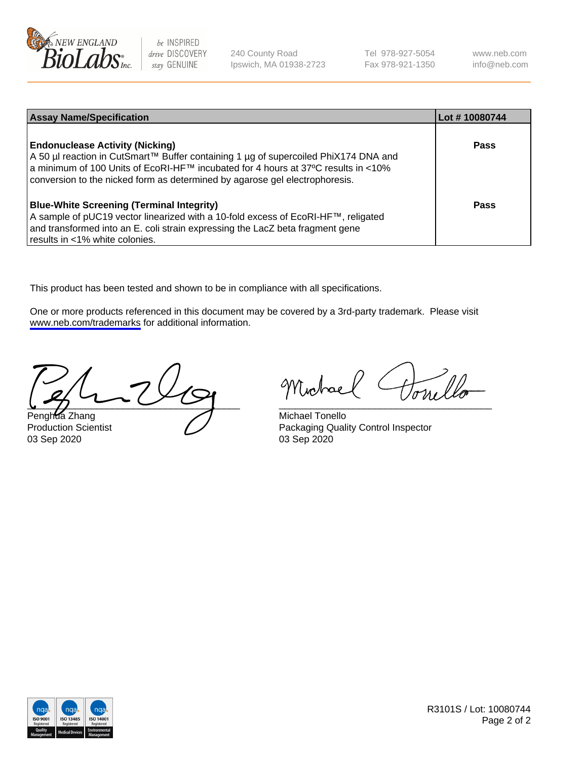| Assay Name/Specification | Lot # 10080744 |
| --- | --- |
| **Endonuclease Activity (Nicking)**<br>A 50 µl reaction in CutSmart™ Buffer containing 1 µg of supercoiled PhiX174 DNA and a minimum of 100 Units of EcoRI-HF™ incubated for 4 hours at 37ºC results in <10% conversion to the nicked form as determined by agarose gel electrophoresis. | Pass |
| **Blue-White Screening (Terminal Integrity)**<br>A sample of pUC19 vector linearized with a 10-fold excess of EcoRI-HF™, religated and transformed into an E. coli strain expressing the LacZ beta fragment gene results in <1% white colonies. | Pass |

This product has been tested and shown to be in compliance with all specifications.

One or more products referenced in this document may be covered by a 3rd-party trademark. Please visit www.neb.com/trademarks for additional information.

Penghua Zhang
Production Scientist
03 Sep 2020

Michael Tonello
Packaging Quality Control Inspector
03 Sep 2020

R3101S / Lot: 10080744